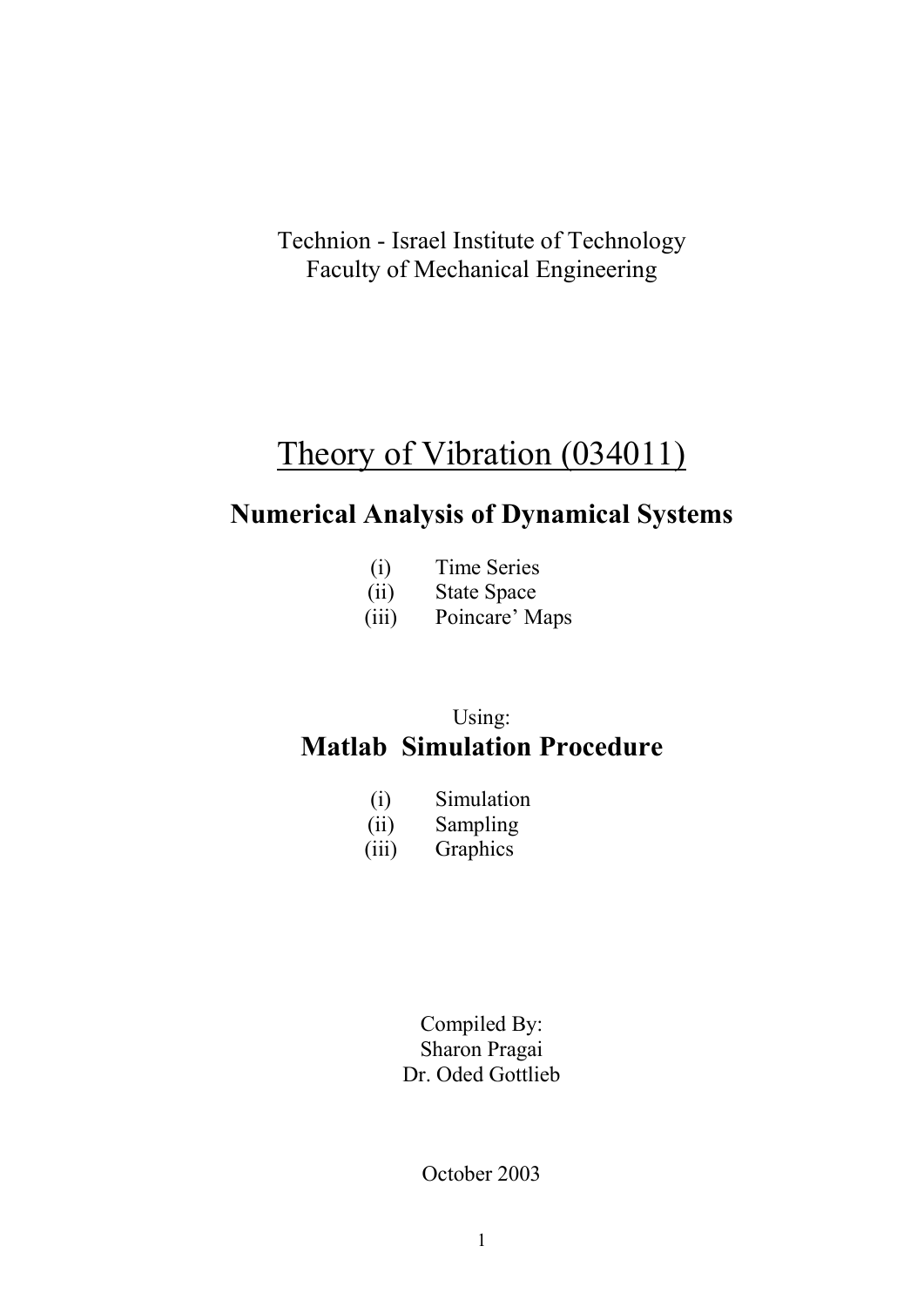Technion - Israel Institute of Technology
Faculty of Mechanical Engineering

# Theory of Vibration (034011)

## Numerical Analysis of Dynamical Systems

(i) Time Series
(ii) State Space
(iii) Poincare' Maps

Using:

## Matlab Simulation Procedure

(i) Simulation
(ii) Sampling
(iii) Graphics

Compiled By:
Sharon Pragai
Dr. Oded Gottlieb

October 2003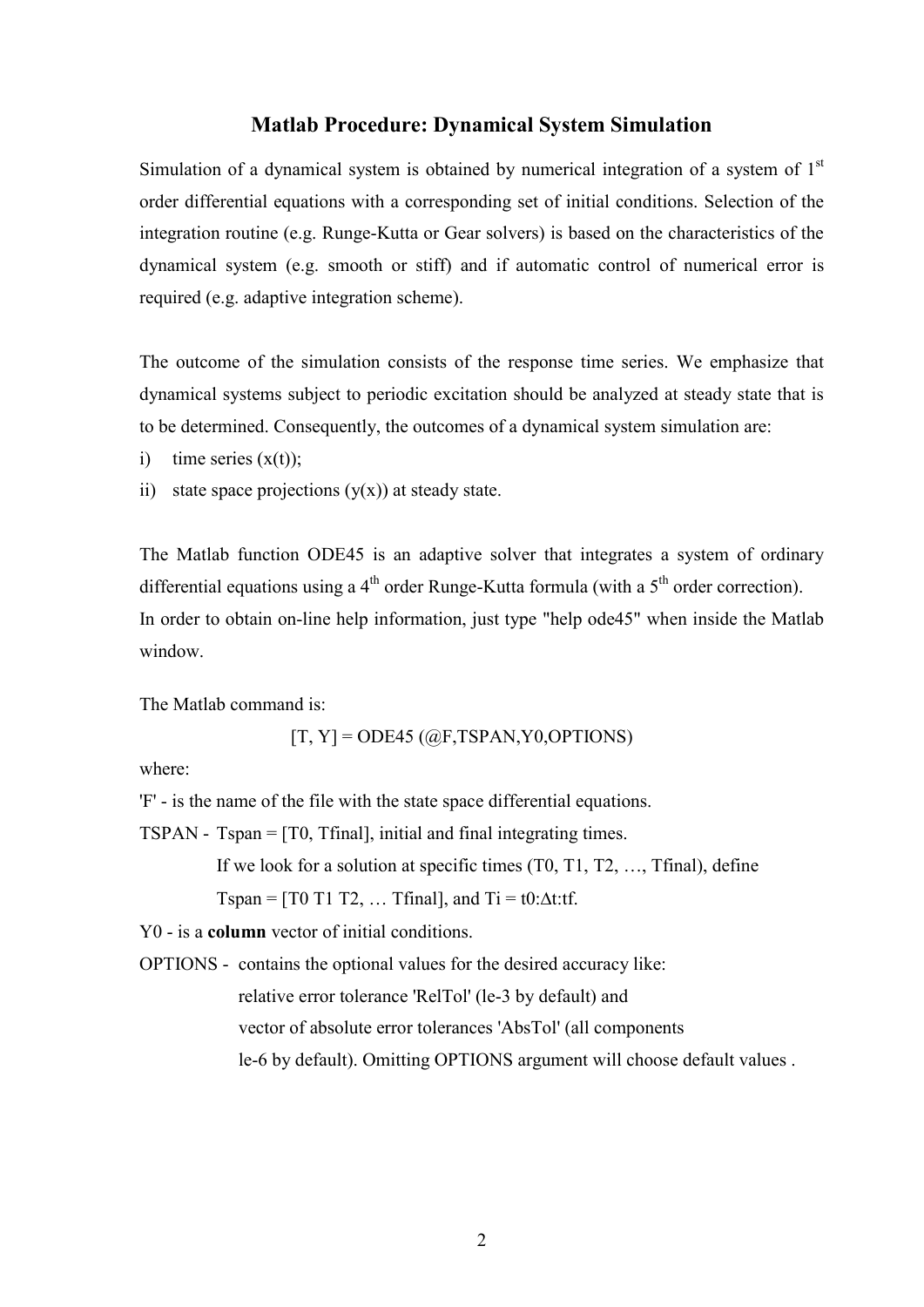## Matlab Procedure: Dynamical System Simulation

Simulation of a dynamical system is obtained by numerical integration of a system of 1[st] order differential equations with a corresponding set of initial conditions. Selection of the integration routine (e.g. Runge-Kutta or Gear solvers) is based on the characteristics of the dynamical system (e.g. smooth or stiff) and if automatic control of numerical error is required (e.g. adaptive integration scheme).

The outcome of the simulation consists of the response time series. We emphasize that dynamical systems subject to periodic excitation should be analyzed at steady state that is to be determined. Consequently, the outcomes of a dynamical system simulation are:

i) time series (x(t));
ii) state space projections (y(x)) at steady state.

The Matlab function ODE45 is an adaptive solver that integrates a system of ordinary differential equations using a 4[th] order Runge-Kutta formula (with a 5[th] order correction).
In order to obtain on-line help information, just type "help ode45" when inside the Matlab window.

The Matlab command is:

```
[T, Y] = ODE45 (@F,TSPAN,Y0,OPTIONS)
```

where:

'F' - is the name of the file with the state space differential equations.

TSPAN - Tspan = [T0, Tfinal], initial and final integrating times.
If we look for a solution at specific times (T0, T1, T2, …, Tfinal), define
Tspan = [T0 T1 T2, … Tfinal], and Ti = t0:Δt:tf.

Y0 - is a **column** vector of initial conditions.

OPTIONS - contains the optional values for the desired accuracy like:
relative error tolerance 'RelTol' (le-3 by default) and
vector of absolute error tolerances 'AbsTol' (all components
le-6 by default). Omitting OPTIONS argument will choose default values .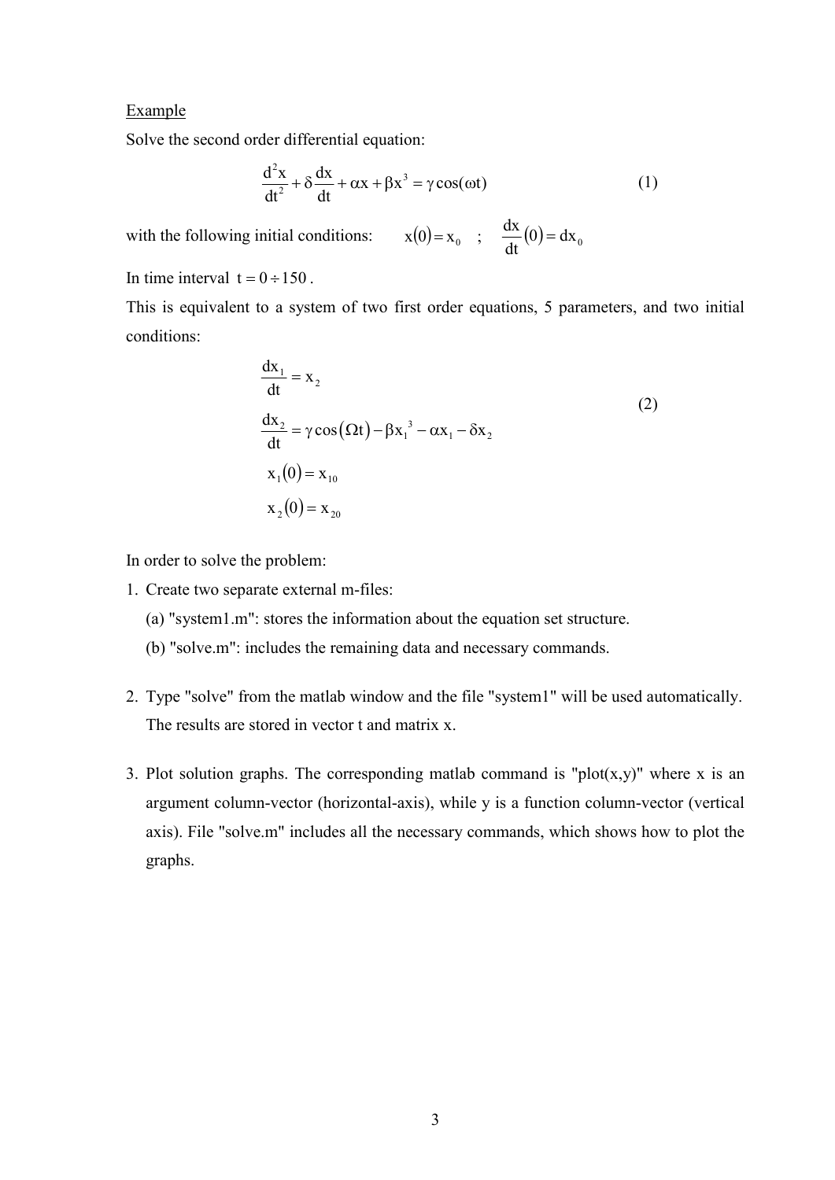<u>Example</u>

Solve the second order differential equation:

$$\frac{d^2x}{dt^2} + \delta\frac{dx}{dt} + \alpha x + \beta x^3 = \gamma\cos(\omega t) \qquad (1)$$

with the following initial conditions: $x(0) = x_0$ ; $\frac{dx}{dt}(0) = dx_0$

In time interval $t = 0 \div 150$ .

This is equivalent to a system of two first order equations, 5 parameters, and two initial conditions:

$$\begin{aligned}
&\frac{dx_1}{dt} = x_2 \\
&\frac{dx_2}{dt} = \gamma\cos(\Omega t) - \beta x_1^{\,3} - \alpha x_1 - \delta x_2 \\
&x_1(0) = x_{10} \\
&x_2(0) = x_{20}
\end{aligned} \qquad (2)$$

In order to solve the problem:

1. Create two separate external m-files:
   (a) "system1.m": stores the information about the equation set structure.
   (b) "solve.m": includes the remaining data and necessary commands.

2. Type "solve" from the matlab window and the file "system1" will be used automatically. The results are stored in vector t and matrix x.

3. Plot solution graphs. The corresponding matlab command is "plot(x,y)" where x is an argument column-vector (horizontal-axis), while y is a function column-vector (vertical axis). File "solve.m" includes all the necessary commands, which shows how to plot the graphs.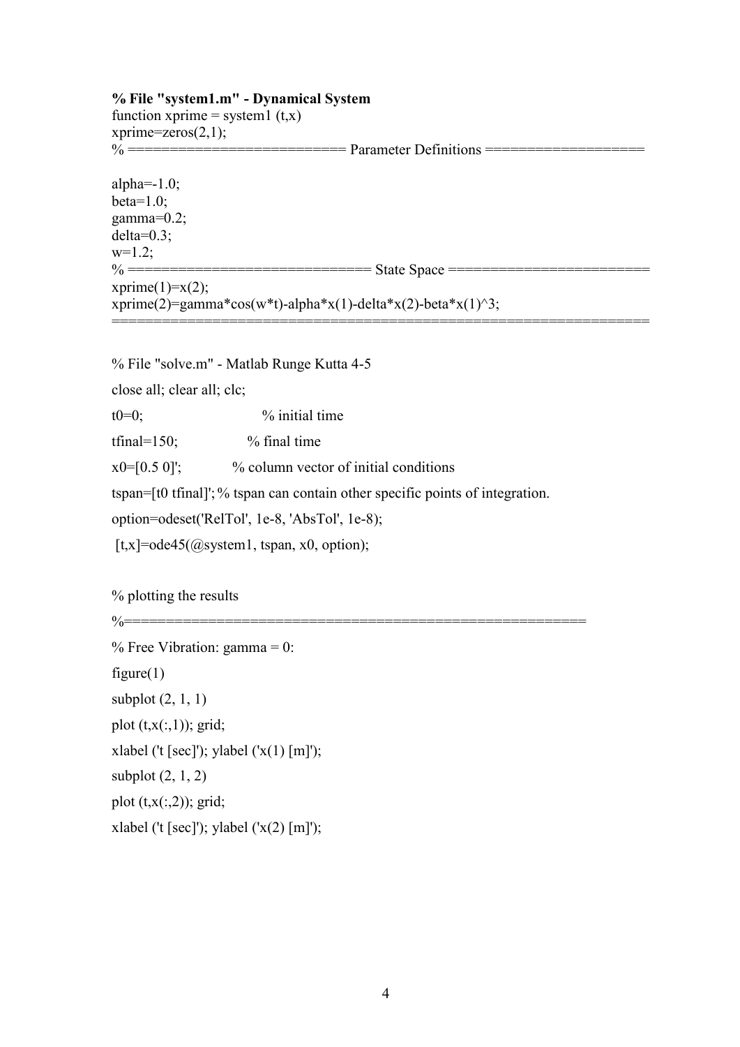```
% File "system1.m" - Dynamical System
function xprime = system1 (t,x)
xprime=zeros(2,1);
% ========================== Parameter Definitions ===================

alpha=-1.0;
beta=1.0;
gamma=0.2;
delta=0.3;
w=1.2;
% ============================= State Space ========================
xprime(1)=x(2);
xprime(2)=gamma*cos(w*t)-alpha*x(1)-delta*x(2)-beta*x(1)^3;
=================================================================
```

```
% File "solve.m" - Matlab Runge Kutta 4-5
close all; clear all; clc;
t0=0;                    % initial time
tfinal=150;              % final time
x0=[0.5 0]';             % column vector of initial conditions
tspan=[t0 tfinal]'; % tspan can contain other specific points of integration.
option=odeset('RelTol', 1e-8, 'AbsTol', 1e-8);
 [t,x]=ode45(@system1, tspan, x0, option);

% plotting the results
%=======================================================
% Free Vibration: gamma = 0:
figure(1)
subplot (2, 1, 1)
plot (t,x(:,1)); grid;
xlabel ('t [sec]'); ylabel ('x(1) [m]');
subplot (2, 1, 2)
plot (t,x(:,2)); grid;
xlabel ('t [sec]'); ylabel ('x(2) [m]');
```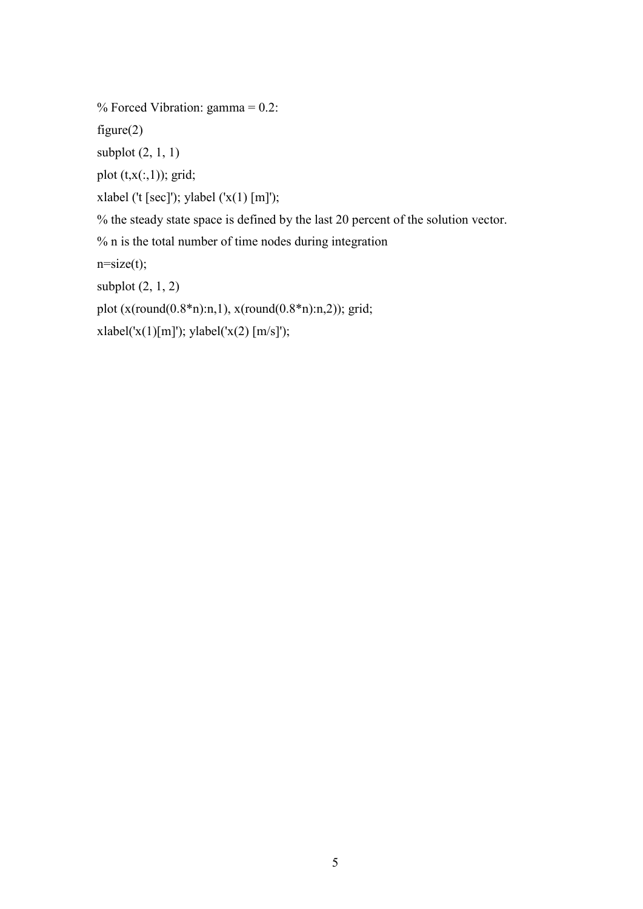```
% Forced Vibration: gamma = 0.2:
figure(2)
subplot (2, 1, 1)
plot (t,x(:,1)); grid;
xlabel ('t [sec]'); ylabel ('x(1) [m]');
% the steady state space is defined by the last 20 percent of the solution vector.
% n is the total number of time nodes during integration
n=size(t);
subplot (2, 1, 2)
plot (x(round(0.8*n):n,1), x(round(0.8*n):n,2)); grid;
xlabel('x(1)[m]'); ylabel('x(2) [m/s]');
```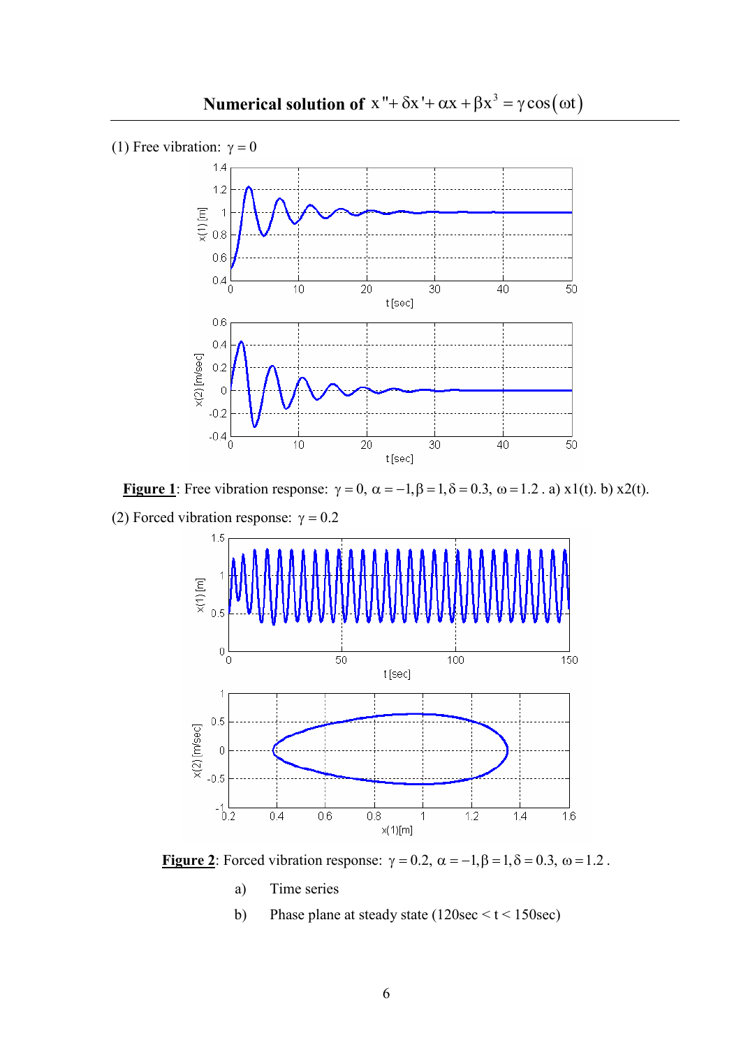# Numerical solution of $x'' + \delta x' + \alpha x + \beta x^3 = \gamma \cos(\omega t)$

(1) Free vibration: $\gamma = 0$

**Figure 1**: Free vibration response: $\gamma = 0,\ \alpha = -1, \beta = 1, \delta = 0.3,\ \omega = 1.2$ . a) x1(t). b) x2(t).

(2) Forced vibration response: $\gamma = 0.2$

**Figure 2**: Forced vibration response: $\gamma = 0.2,\ \alpha = -1, \beta = 1, \delta = 0.3,\ \omega = 1.2$ .

a) Time series

b) Phase plane at steady state (120sec < t < 150sec)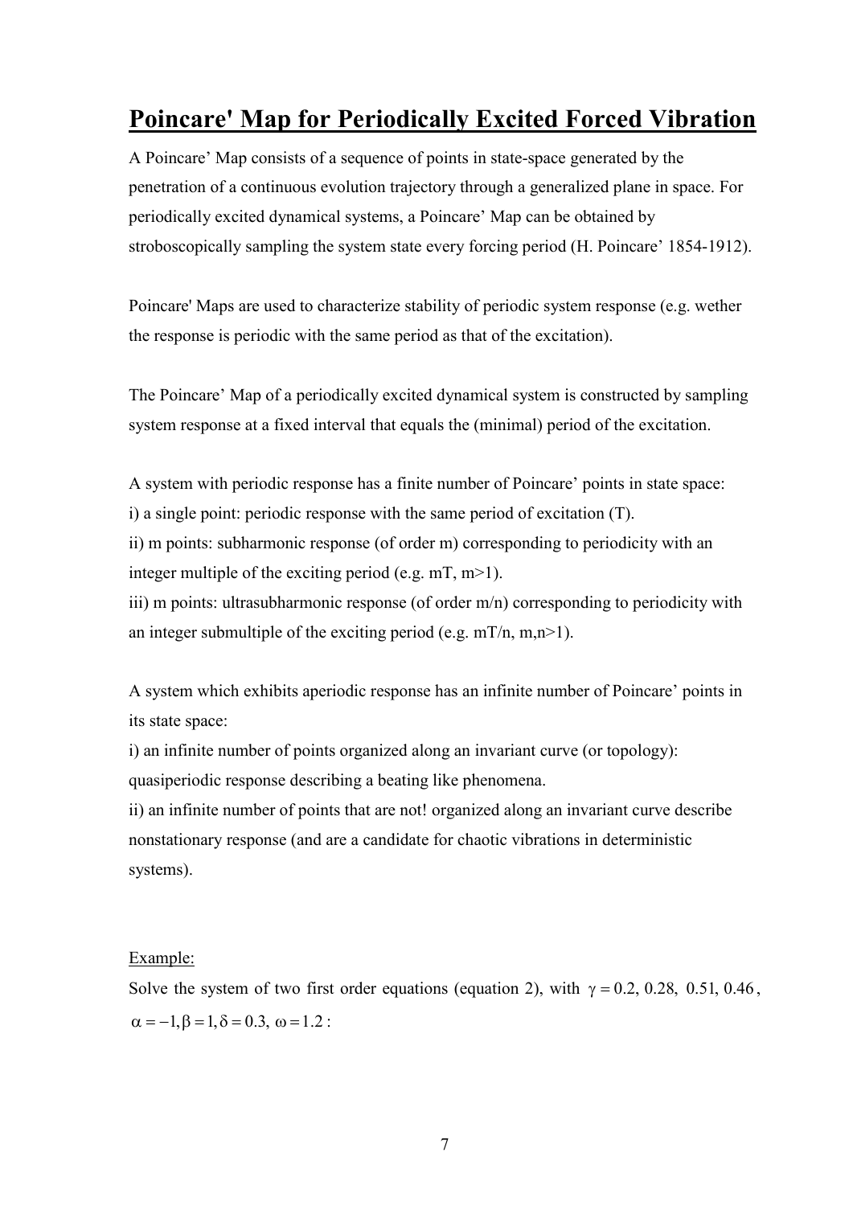# Poincare' Map for Periodically Excited Forced Vibration

A Poincare' Map consists of a sequence of points in state-space generated by the penetration of a continuous evolution trajectory through a generalized plane in space. For periodically excited dynamical systems, a Poincare' Map can be obtained by stroboscopically sampling the system state every forcing period (H. Poincare' 1854-1912).

Poincare' Maps are used to characterize stability of periodic system response (e.g. wether the response is periodic with the same period as that of the excitation).

The Poincare' Map of a periodically excited dynamical system is constructed by sampling system response at a fixed interval that equals the (minimal) period of the excitation.

A system with periodic response has a finite number of Poincare' points in state space:
i) a single point: periodic response with the same period of excitation (T).
ii) m points: subharmonic response (of order m) corresponding to periodicity with an integer multiple of the exciting period (e.g. mT, m>1).
iii) m points: ultrasubharmonic response (of order m/n) corresponding to periodicity with an integer submultiple of the exciting period (e.g. mT/n, m,n>1).

A system which exhibits aperiodic response has an infinite number of Poincare' points in its state space:
i) an infinite number of points organized along an invariant curve (or topology): quasiperiodic response describing a beating like phenomena.
ii) an infinite number of points that are not! organized along an invariant curve describe nonstationary response (and are a candidate for chaotic vibrations in deterministic systems).

Example:

Solve the system of two first order equations (equation 2), with $\gamma = 0.2,\ 0.28,\ 0.51,\ 0.46$, $\alpha = -1, \beta = 1, \delta = 0.3,\ \omega = 1.2$ :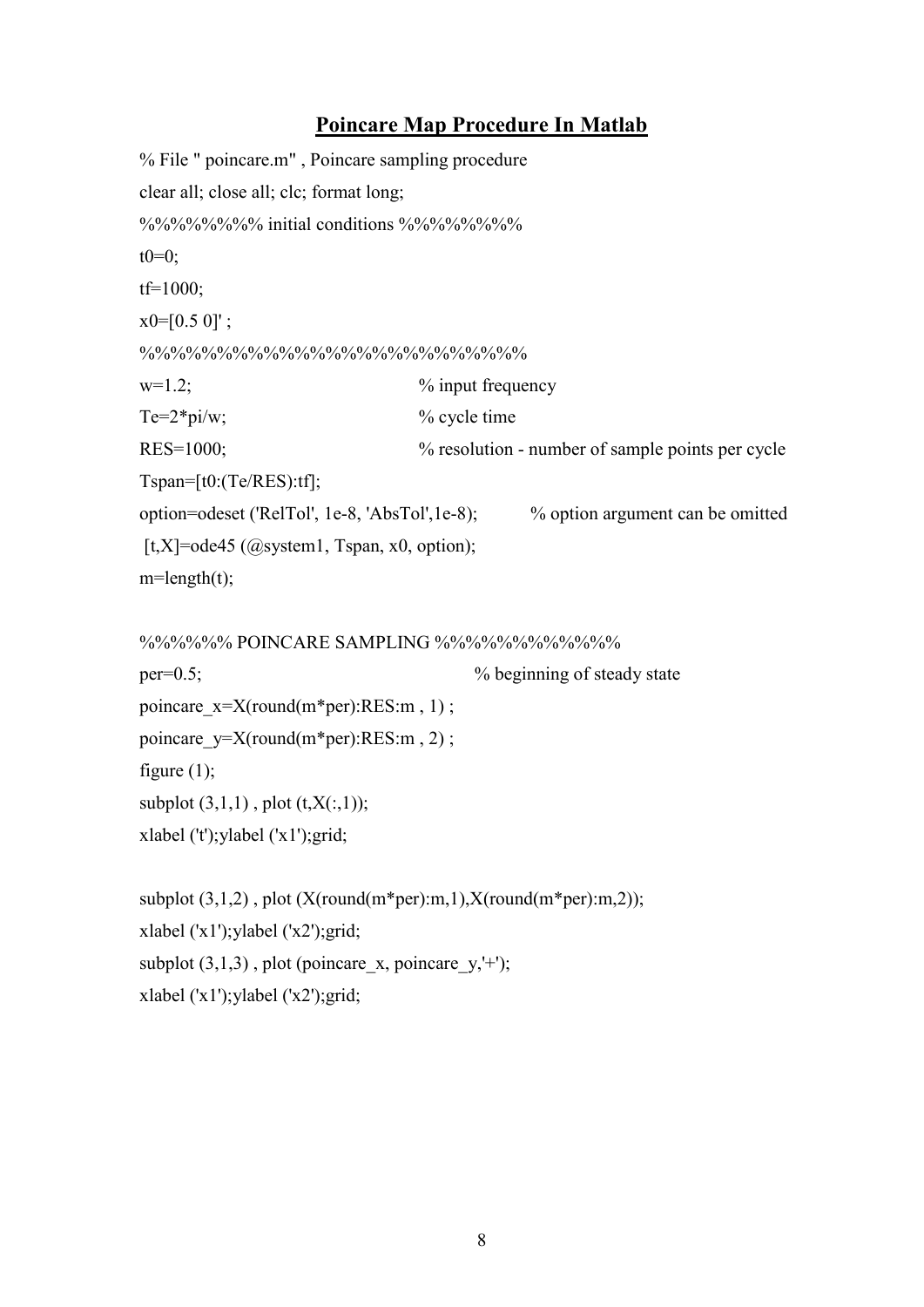## Poincare Map Procedure In Matlab

```
% File " poincare.m" , Poincare sampling procedure
clear all; close all; clc; format long;
%%%%%%%% initial conditions %%%%%%%%
t0=0;
tf=1000;
x0=[0.5 0]' ;
%%%%%%%%%%%%%%%%%%%%%%%%%%
w=1.2;                          % input frequency
Te=2*pi/w;                      % cycle time
RES=1000;                       % resolution - number of sample points per cycle
Tspan=[t0:(Te/RES):tf];
option=odeset ('RelTol', 1e-8, 'AbsTol',1e-8);          % option argument can be omitted
 [t,X]=ode45 (@system1, Tspan, x0, option);
m=length(t);

%%%%%% POINCARE SAMPLING %%%%%%%%%%%%
per=0.5;                                % beginning of steady state
poincare_x=X(round(m*per):RES:m , 1) ;
poincare_y=X(round(m*per):RES:m , 2) ;
figure (1);
subplot (3,1,1) , plot (t,X(:,1));
xlabel ('t');ylabel ('x1');grid;

subplot (3,1,2) , plot (X(round(m*per):m,1),X(round(m*per):m,2));
xlabel ('x1');ylabel ('x2');grid;
subplot (3,1,3) , plot (poincare_x, poincare_y,'+');
xlabel ('x1');ylabel ('x2');grid;
```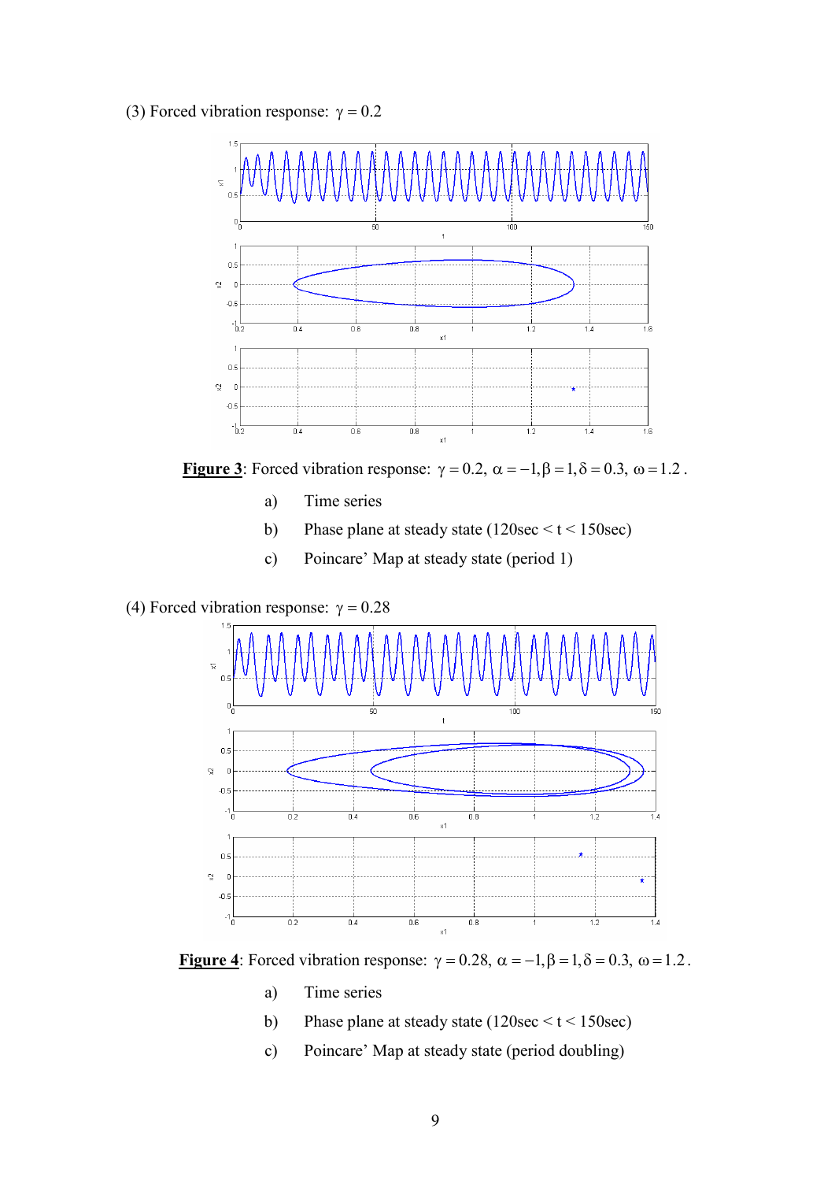(3) Forced vibration response: $\gamma = 0.2$

**Figure 3**: Forced vibration response: $\gamma = 0.2,\ \alpha = -1, \beta = 1, \delta = 0.3,\ \omega = 1.2$.

a) Time series

b) Phase plane at steady state (120sec < t < 150sec)

c) Poincare' Map at steady state (period 1)

(4) Forced vibration response: $\gamma = 0.28$

**Figure 4**: Forced vibration response: $\gamma = 0.28,\ \alpha = -1, \beta = 1, \delta = 0.3,\ \omega = 1.2$.

a) Time series

b) Phase plane at steady state (120sec < t < 150sec)

c) Poincare' Map at steady state (period doubling)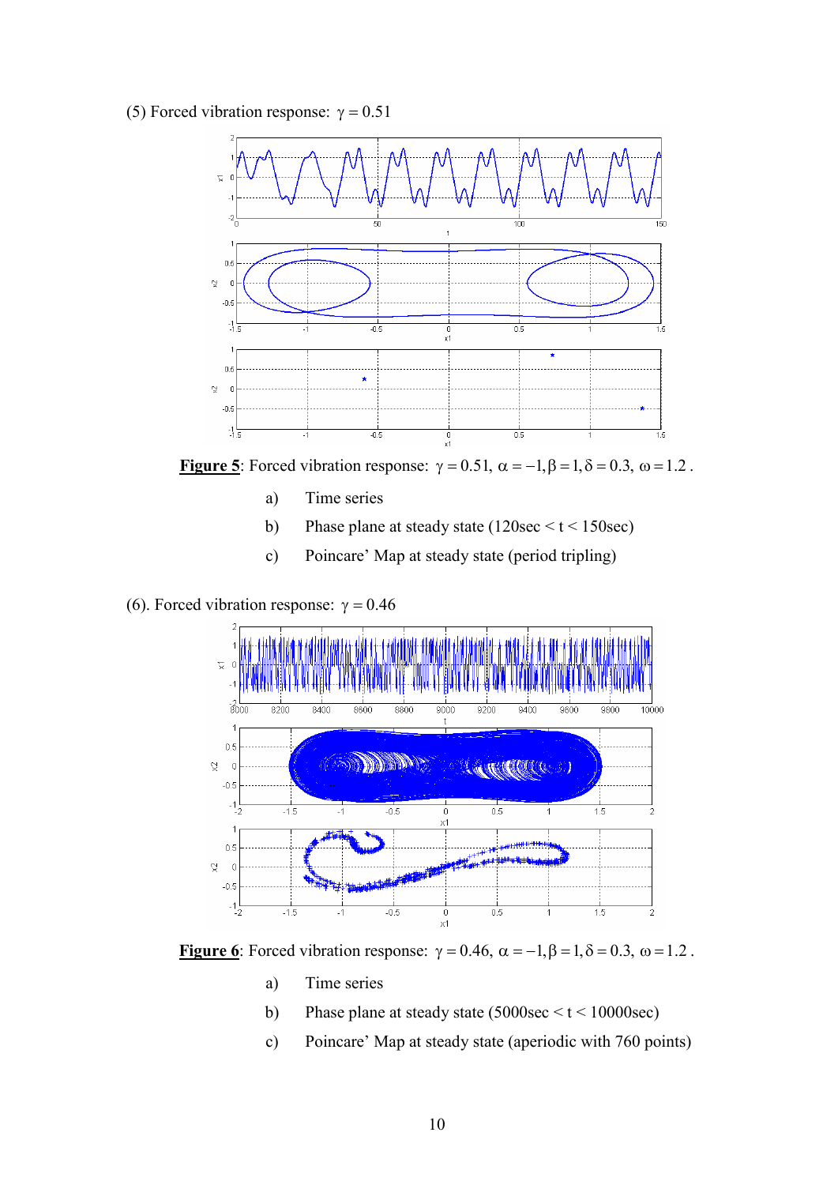(5) Forced vibration response: $\gamma = 0.51$

**Figure 5**: Forced vibration response: $\gamma = 0.51, \alpha = -1, \beta = 1, \delta = 0.3, \omega = 1.2$.

- a) Time series
- b) Phase plane at steady state (120sec < t < 150sec)
- c) Poincare' Map at steady state (period tripling)

(6). Forced vibration response: $\gamma = 0.46$

**Figure 6**: Forced vibration response: $\gamma = 0.46, \alpha = -1, \beta = 1, \delta = 0.3, \omega = 1.2$.

- a) Time series
- b) Phase plane at steady state (5000sec < t < 10000sec)
- c) Poincare' Map at steady state (aperiodic with 760 points)